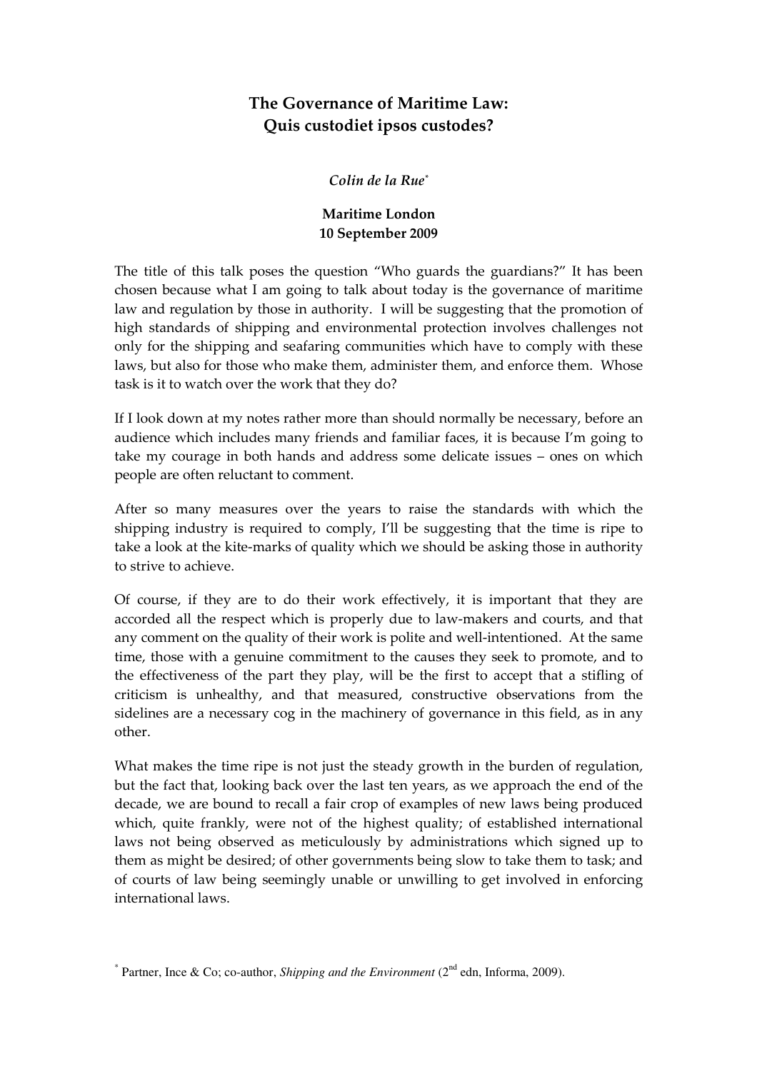# The Governance of Maritime Law: Quis custodiet ipsos custodes?

*Colin de la Rue*[*]

**Maritime London**
**10 September 2009**

The title of this talk poses the question "Who guards the guardians?" It has been chosen because what I am going to talk about today is the governance of maritime law and regulation by those in authority. I will be suggesting that the promotion of high standards of shipping and environmental protection involves challenges not only for the shipping and seafaring communities which have to comply with these laws, but also for those who make them, administer them, and enforce them. Whose task is it to watch over the work that they do?

If I look down at my notes rather more than should normally be necessary, before an audience which includes many friends and familiar faces, it is because I'm going to take my courage in both hands and address some delicate issues – ones on which people are often reluctant to comment.

After so many measures over the years to raise the standards with which the shipping industry is required to comply, I'll be suggesting that the time is ripe to take a look at the kite-marks of quality which we should be asking those in authority to strive to achieve.

Of course, if they are to do their work effectively, it is important that they are accorded all the respect which is properly due to law-makers and courts, and that any comment on the quality of their work is polite and well-intentioned. At the same time, those with a genuine commitment to the causes they seek to promote, and to the effectiveness of the part they play, will be the first to accept that a stifling of criticism is unhealthy, and that measured, constructive observations from the sidelines are a necessary cog in the machinery of governance in this field, as in any other.

What makes the time ripe is not just the steady growth in the burden of regulation, but the fact that, looking back over the last ten years, as we approach the end of the decade, we are bound to recall a fair crop of examples of new laws being produced which, quite frankly, were not of the highest quality; of established international laws not being observed as meticulously by administrations which signed up to them as might be desired; of other governments being slow to take them to task; and of courts of law being seemingly unable or unwilling to get involved in enforcing international laws.

[*] Partner, Ince & Co; co-author, *Shipping and the Environment* (2nd edn, Informa, 2009).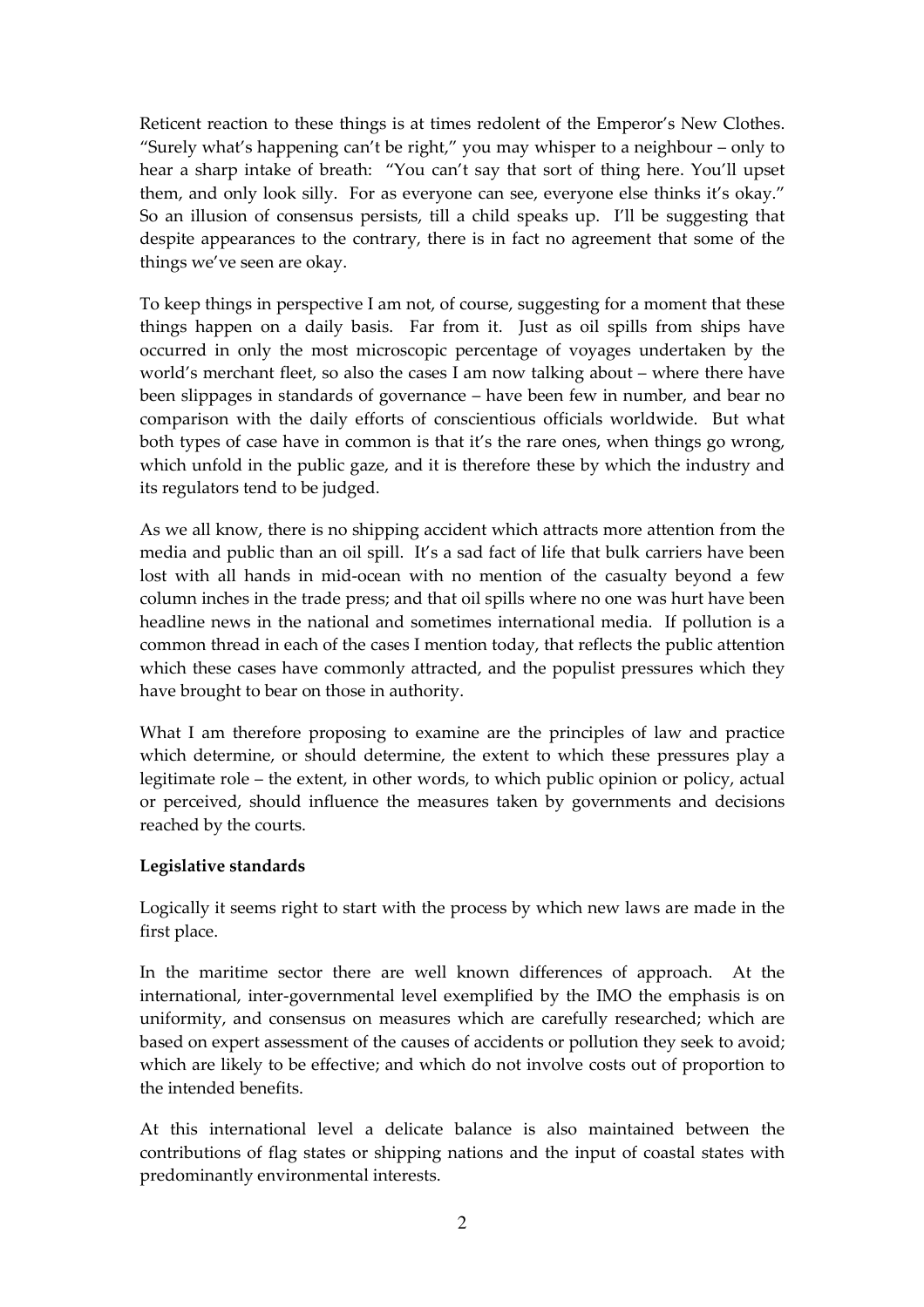Reticent reaction to these things is at times redolent of the Emperor's New Clothes. "Surely what's happening can't be right," you may whisper to a neighbour – only to hear a sharp intake of breath: "You can't say that sort of thing here. You'll upset them, and only look silly. For as everyone can see, everyone else thinks it's okay." So an illusion of consensus persists, till a child speaks up. I'll be suggesting that despite appearances to the contrary, there is in fact no agreement that some of the things we've seen are okay.

To keep things in perspective I am not, of course, suggesting for a moment that these things happen on a daily basis. Far from it. Just as oil spills from ships have occurred in only the most microscopic percentage of voyages undertaken by the world's merchant fleet, so also the cases I am now talking about – where there have been slippages in standards of governance – have been few in number, and bear no comparison with the daily efforts of conscientious officials worldwide. But what both types of case have in common is that it's the rare ones, when things go wrong, which unfold in the public gaze, and it is therefore these by which the industry and its regulators tend to be judged.

As we all know, there is no shipping accident which attracts more attention from the media and public than an oil spill. It's a sad fact of life that bulk carriers have been lost with all hands in mid-ocean with no mention of the casualty beyond a few column inches in the trade press; and that oil spills where no one was hurt have been headline news in the national and sometimes international media. If pollution is a common thread in each of the cases I mention today, that reflects the public attention which these cases have commonly attracted, and the populist pressures which they have brought to bear on those in authority.

What I am therefore proposing to examine are the principles of law and practice which determine, or should determine, the extent to which these pressures play a legitimate role – the extent, in other words, to which public opinion or policy, actual or perceived, should influence the measures taken by governments and decisions reached by the courts.

**Legislative standards**

Logically it seems right to start with the process by which new laws are made in the first place.

In the maritime sector there are well known differences of approach. At the international, inter-governmental level exemplified by the IMO the emphasis is on uniformity, and consensus on measures which are carefully researched; which are based on expert assessment of the causes of accidents or pollution they seek to avoid; which are likely to be effective; and which do not involve costs out of proportion to the intended benefits.

At this international level a delicate balance is also maintained between the contributions of flag states or shipping nations and the input of coastal states with predominantly environmental interests.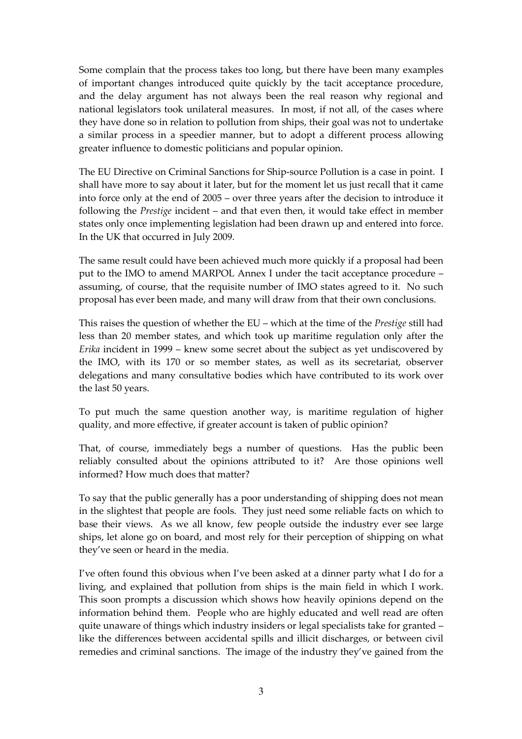Some complain that the process takes too long, but there have been many examples of important changes introduced quite quickly by the tacit acceptance procedure, and the delay argument has not always been the real reason why regional and national legislators took unilateral measures. In most, if not all, of the cases where they have done so in relation to pollution from ships, their goal was not to undertake a similar process in a speedier manner, but to adopt a different process allowing greater influence to domestic politicians and popular opinion.

The EU Directive on Criminal Sanctions for Ship-source Pollution is a case in point. I shall have more to say about it later, but for the moment let us just recall that it came into force only at the end of 2005 – over three years after the decision to introduce it following the *Prestige* incident – and that even then, it would take effect in member states only once implementing legislation had been drawn up and entered into force. In the UK that occurred in July 2009.

The same result could have been achieved much more quickly if a proposal had been put to the IMO to amend MARPOL Annex I under the tacit acceptance procedure – assuming, of course, that the requisite number of IMO states agreed to it. No such proposal has ever been made, and many will draw from that their own conclusions.

This raises the question of whether the EU – which at the time of the *Prestige* still had less than 20 member states, and which took up maritime regulation only after the *Erika* incident in 1999 – knew some secret about the subject as yet undiscovered by the IMO, with its 170 or so member states, as well as its secretariat, observer delegations and many consultative bodies which have contributed to its work over the last 50 years.

To put much the same question another way, is maritime regulation of higher quality, and more effective, if greater account is taken of public opinion?

That, of course, immediately begs a number of questions. Has the public been reliably consulted about the opinions attributed to it? Are those opinions well informed? How much does that matter?

To say that the public generally has a poor understanding of shipping does not mean in the slightest that people are fools. They just need some reliable facts on which to base their views. As we all know, few people outside the industry ever see large ships, let alone go on board, and most rely for their perception of shipping on what they've seen or heard in the media.

I've often found this obvious when I've been asked at a dinner party what I do for a living, and explained that pollution from ships is the main field in which I work. This soon prompts a discussion which shows how heavily opinions depend on the information behind them. People who are highly educated and well read are often quite unaware of things which industry insiders or legal specialists take for granted – like the differences between accidental spills and illicit discharges, or between civil remedies and criminal sanctions. The image of the industry they've gained from the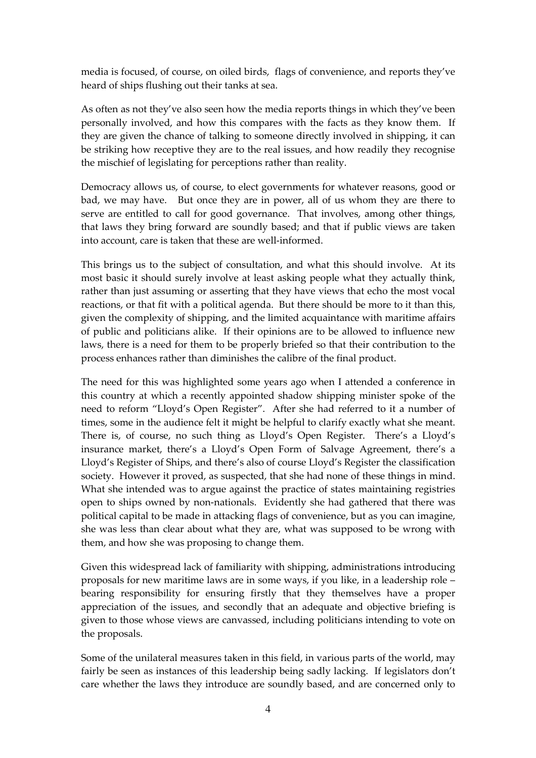media is focused, of course, on oiled birds, flags of convenience, and reports they've heard of ships flushing out their tanks at sea.

As often as not they've also seen how the media reports things in which they've been personally involved, and how this compares with the facts as they know them. If they are given the chance of talking to someone directly involved in shipping, it can be striking how receptive they are to the real issues, and how readily they recognise the mischief of legislating for perceptions rather than reality.

Democracy allows us, of course, to elect governments for whatever reasons, good or bad, we may have. But once they are in power, all of us whom they are there to serve are entitled to call for good governance. That involves, among other things, that laws they bring forward are soundly based; and that if public views are taken into account, care is taken that these are well-informed.

This brings us to the subject of consultation, and what this should involve. At its most basic it should surely involve at least asking people what they actually think, rather than just assuming or asserting that they have views that echo the most vocal reactions, or that fit with a political agenda. But there should be more to it than this, given the complexity of shipping, and the limited acquaintance with maritime affairs of public and politicians alike. If their opinions are to be allowed to influence new laws, there is a need for them to be properly briefed so that their contribution to the process enhances rather than diminishes the calibre of the final product.

The need for this was highlighted some years ago when I attended a conference in this country at which a recently appointed shadow shipping minister spoke of the need to reform "Lloyd's Open Register". After she had referred to it a number of times, some in the audience felt it might be helpful to clarify exactly what she meant. There is, of course, no such thing as Lloyd's Open Register. There's a Lloyd's insurance market, there's a Lloyd's Open Form of Salvage Agreement, there's a Lloyd's Register of Ships, and there's also of course Lloyd's Register the classification society. However it proved, as suspected, that she had none of these things in mind. What she intended was to argue against the practice of states maintaining registries open to ships owned by non-nationals. Evidently she had gathered that there was political capital to be made in attacking flags of convenience, but as you can imagine, she was less than clear about what they are, what was supposed to be wrong with them, and how she was proposing to change them.

Given this widespread lack of familiarity with shipping, administrations introducing proposals for new maritime laws are in some ways, if you like, in a leadership role – bearing responsibility for ensuring firstly that they themselves have a proper appreciation of the issues, and secondly that an adequate and objective briefing is given to those whose views are canvassed, including politicians intending to vote on the proposals.

Some of the unilateral measures taken in this field, in various parts of the world, may fairly be seen as instances of this leadership being sadly lacking. If legislators don't care whether the laws they introduce are soundly based, and are concerned only to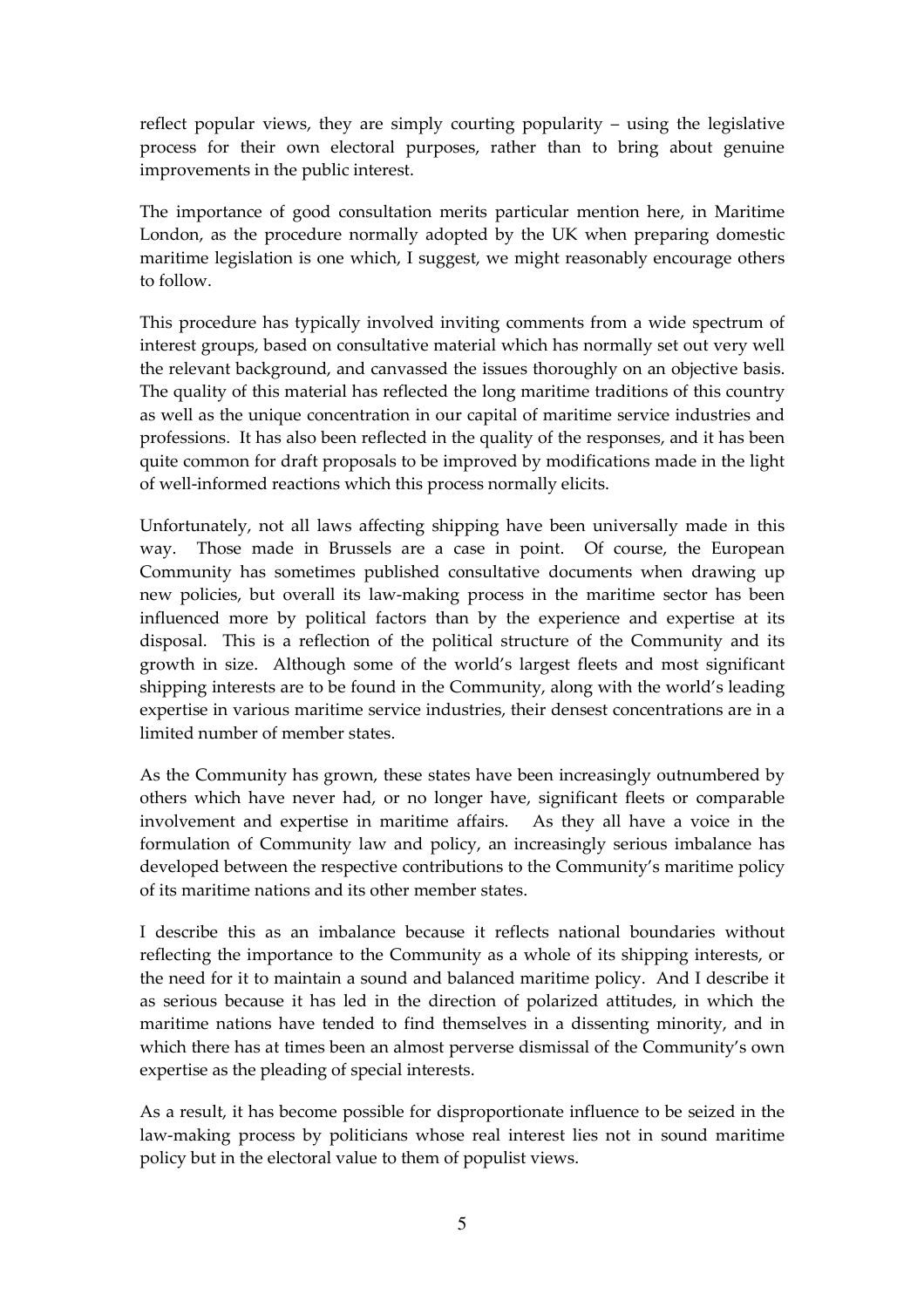reflect popular views, they are simply courting popularity – using the legislative process for their own electoral purposes, rather than to bring about genuine improvements in the public interest.

The importance of good consultation merits particular mention here, in Maritime London, as the procedure normally adopted by the UK when preparing domestic maritime legislation is one which, I suggest, we might reasonably encourage others to follow.

This procedure has typically involved inviting comments from a wide spectrum of interest groups, based on consultative material which has normally set out very well the relevant background, and canvassed the issues thoroughly on an objective basis. The quality of this material has reflected the long maritime traditions of this country as well as the unique concentration in our capital of maritime service industries and professions. It has also been reflected in the quality of the responses, and it has been quite common for draft proposals to be improved by modifications made in the light of well-informed reactions which this process normally elicits.

Unfortunately, not all laws affecting shipping have been universally made in this way. Those made in Brussels are a case in point. Of course, the European Community has sometimes published consultative documents when drawing up new policies, but overall its law-making process in the maritime sector has been influenced more by political factors than by the experience and expertise at its disposal. This is a reflection of the political structure of the Community and its growth in size. Although some of the world's largest fleets and most significant shipping interests are to be found in the Community, along with the world's leading expertise in various maritime service industries, their densest concentrations are in a limited number of member states.

As the Community has grown, these states have been increasingly outnumbered by others which have never had, or no longer have, significant fleets or comparable involvement and expertise in maritime affairs. As they all have a voice in the formulation of Community law and policy, an increasingly serious imbalance has developed between the respective contributions to the Community's maritime policy of its maritime nations and its other member states.

I describe this as an imbalance because it reflects national boundaries without reflecting the importance to the Community as a whole of its shipping interests, or the need for it to maintain a sound and balanced maritime policy. And I describe it as serious because it has led in the direction of polarized attitudes, in which the maritime nations have tended to find themselves in a dissenting minority, and in which there has at times been an almost perverse dismissal of the Community's own expertise as the pleading of special interests.

As a result, it has become possible for disproportionate influence to be seized in the law-making process by politicians whose real interest lies not in sound maritime policy but in the electoral value to them of populist views.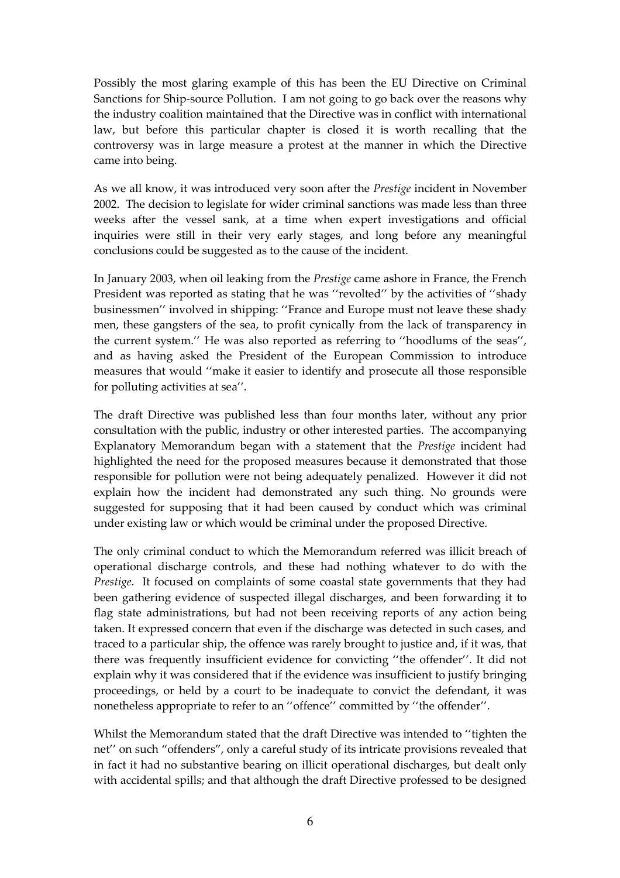Possibly the most glaring example of this has been the EU Directive on Criminal Sanctions for Ship-source Pollution. I am not going to go back over the reasons why the industry coalition maintained that the Directive was in conflict with international law, but before this particular chapter is closed it is worth recalling that the controversy was in large measure a protest at the manner in which the Directive came into being.

As we all know, it was introduced very soon after the *Prestige* incident in November 2002. The decision to legislate for wider criminal sanctions was made less than three weeks after the vessel sank, at a time when expert investigations and official inquiries were still in their very early stages, and long before any meaningful conclusions could be suggested as to the cause of the incident.

In January 2003, when oil leaking from the *Prestige* came ashore in France, the French President was reported as stating that he was ''revolted'' by the activities of ''shady businessmen'' involved in shipping: ''France and Europe must not leave these shady men, these gangsters of the sea, to profit cynically from the lack of transparency in the current system.'' He was also reported as referring to ''hoodlums of the seas'', and as having asked the President of the European Commission to introduce measures that would ''make it easier to identify and prosecute all those responsible for polluting activities at sea''.

The draft Directive was published less than four months later, without any prior consultation with the public, industry or other interested parties. The accompanying Explanatory Memorandum began with a statement that the *Prestige* incident had highlighted the need for the proposed measures because it demonstrated that those responsible for pollution were not being adequately penalized. However it did not explain how the incident had demonstrated any such thing. No grounds were suggested for supposing that it had been caused by conduct which was criminal under existing law or which would be criminal under the proposed Directive.

The only criminal conduct to which the Memorandum referred was illicit breach of operational discharge controls, and these had nothing whatever to do with the *Prestige*. It focused on complaints of some coastal state governments that they had been gathering evidence of suspected illegal discharges, and been forwarding it to flag state administrations, but had not been receiving reports of any action being taken. It expressed concern that even if the discharge was detected in such cases, and traced to a particular ship, the offence was rarely brought to justice and, if it was, that there was frequently insufficient evidence for convicting ''the offender''. It did not explain why it was considered that if the evidence was insufficient to justify bringing proceedings, or held by a court to be inadequate to convict the defendant, it was nonetheless appropriate to refer to an ''offence'' committed by ''the offender''.

Whilst the Memorandum stated that the draft Directive was intended to ''tighten the net'' on such "offenders", only a careful study of its intricate provisions revealed that in fact it had no substantive bearing on illicit operational discharges, but dealt only with accidental spills; and that although the draft Directive professed to be designed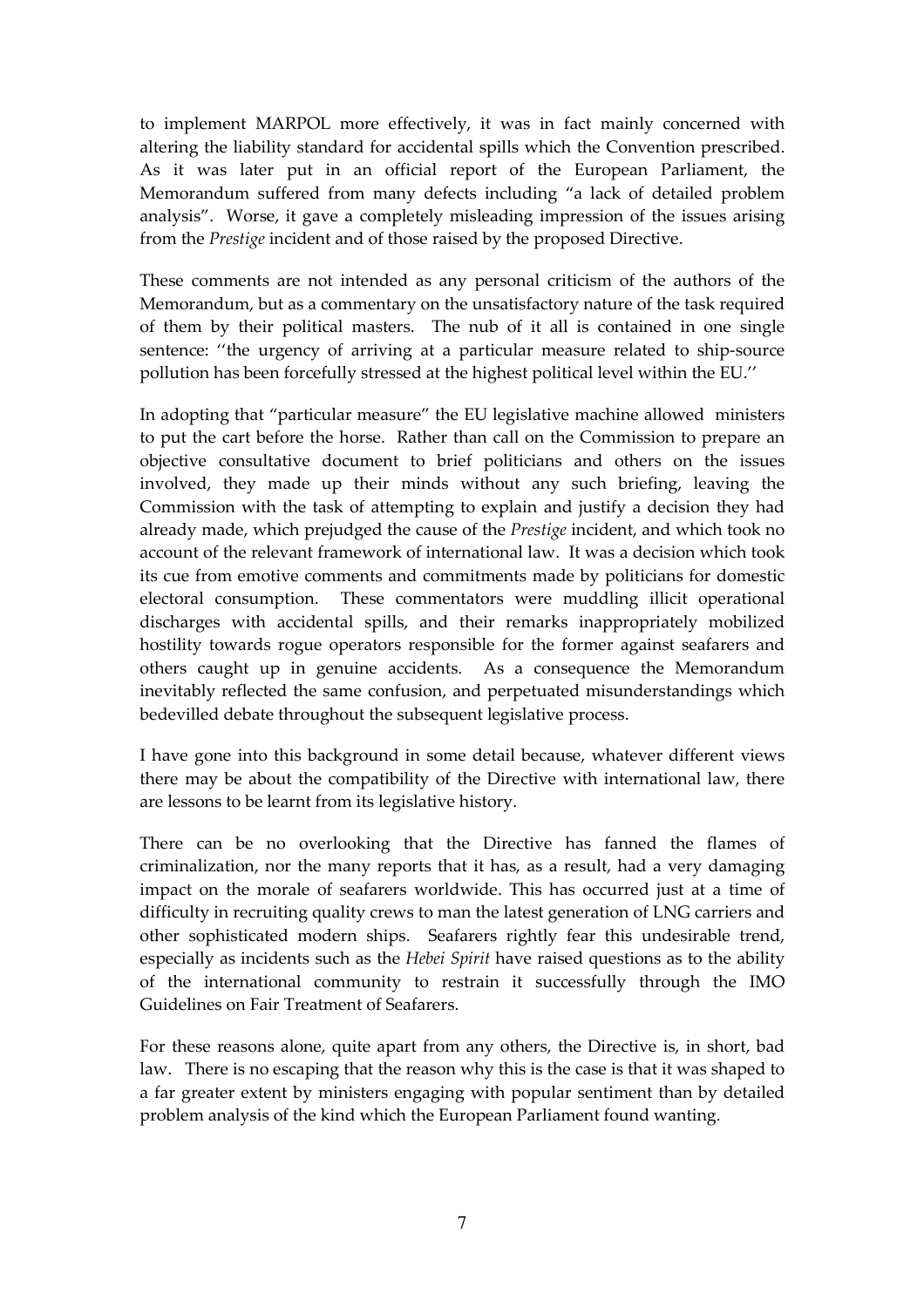to implement MARPOL more effectively, it was in fact mainly concerned with altering the liability standard for accidental spills which the Convention prescribed. As it was later put in an official report of the European Parliament, the Memorandum suffered from many defects including "a lack of detailed problem analysis". Worse, it gave a completely misleading impression of the issues arising from the *Prestige* incident and of those raised by the proposed Directive.

These comments are not intended as any personal criticism of the authors of the Memorandum, but as a commentary on the unsatisfactory nature of the task required of them by their political masters. The nub of it all is contained in one single sentence: ''the urgency of arriving at a particular measure related to ship-source pollution has been forcefully stressed at the highest political level within the EU.''

In adopting that "particular measure" the EU legislative machine allowed ministers to put the cart before the horse. Rather than call on the Commission to prepare an objective consultative document to brief politicians and others on the issues involved, they made up their minds without any such briefing, leaving the Commission with the task of attempting to explain and justify a decision they had already made, which prejudged the cause of the *Prestige* incident, and which took no account of the relevant framework of international law. It was a decision which took its cue from emotive comments and commitments made by politicians for domestic electoral consumption. These commentators were muddling illicit operational discharges with accidental spills, and their remarks inappropriately mobilized hostility towards rogue operators responsible for the former against seafarers and others caught up in genuine accidents. As a consequence the Memorandum inevitably reflected the same confusion, and perpetuated misunderstandings which bedevilled debate throughout the subsequent legislative process.

I have gone into this background in some detail because, whatever different views there may be about the compatibility of the Directive with international law, there are lessons to be learnt from its legislative history.

There can be no overlooking that the Directive has fanned the flames of criminalization, nor the many reports that it has, as a result, had a very damaging impact on the morale of seafarers worldwide. This has occurred just at a time of difficulty in recruiting quality crews to man the latest generation of LNG carriers and other sophisticated modern ships. Seafarers rightly fear this undesirable trend, especially as incidents such as the *Hebei Spirit* have raised questions as to the ability of the international community to restrain it successfully through the IMO Guidelines on Fair Treatment of Seafarers.

For these reasons alone, quite apart from any others, the Directive is, in short, bad law. There is no escaping that the reason why this is the case is that it was shaped to a far greater extent by ministers engaging with popular sentiment than by detailed problem analysis of the kind which the European Parliament found wanting.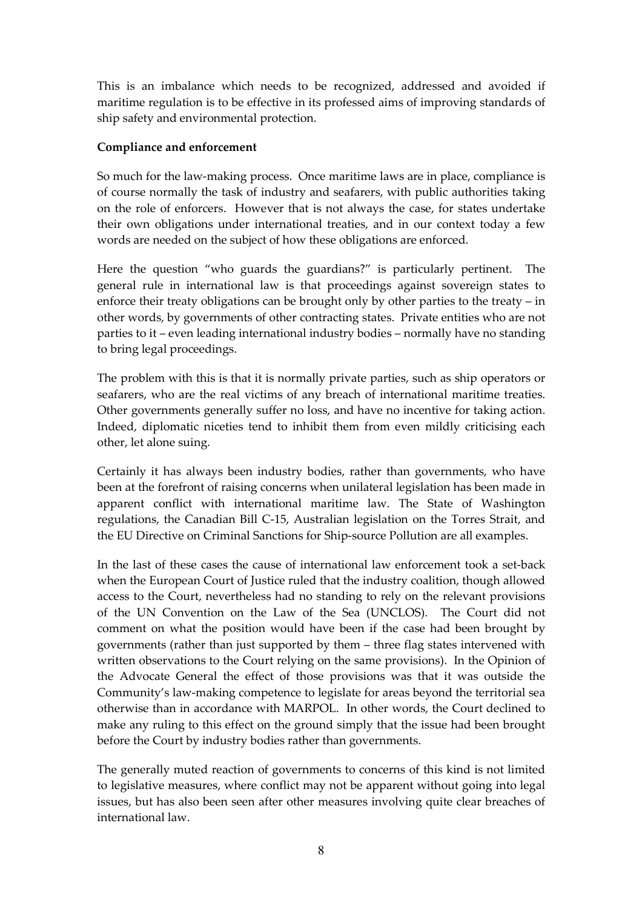This is an imbalance which needs to be recognized, addressed and avoided if maritime regulation is to be effective in its professed aims of improving standards of ship safety and environmental protection.

**Compliance and enforcement**

So much for the law-making process. Once maritime laws are in place, compliance is of course normally the task of industry and seafarers, with public authorities taking on the role of enforcers. However that is not always the case, for states undertake their own obligations under international treaties, and in our context today a few words are needed on the subject of how these obligations are enforced.

Here the question "who guards the guardians?" is particularly pertinent. The general rule in international law is that proceedings against sovereign states to enforce their treaty obligations can be brought only by other parties to the treaty – in other words, by governments of other contracting states. Private entities who are not parties to it – even leading international industry bodies – normally have no standing to bring legal proceedings.

The problem with this is that it is normally private parties, such as ship operators or seafarers, who are the real victims of any breach of international maritime treaties. Other governments generally suffer no loss, and have no incentive for taking action. Indeed, diplomatic niceties tend to inhibit them from even mildly criticising each other, let alone suing.

Certainly it has always been industry bodies, rather than governments, who have been at the forefront of raising concerns when unilateral legislation has been made in apparent conflict with international maritime law. The State of Washington regulations, the Canadian Bill C-15, Australian legislation on the Torres Strait, and the EU Directive on Criminal Sanctions for Ship-source Pollution are all examples.

In the last of these cases the cause of international law enforcement took a set-back when the European Court of Justice ruled that the industry coalition, though allowed access to the Court, nevertheless had no standing to rely on the relevant provisions of the UN Convention on the Law of the Sea (UNCLOS). The Court did not comment on what the position would have been if the case had been brought by governments (rather than just supported by them – three flag states intervened with written observations to the Court relying on the same provisions). In the Opinion of the Advocate General the effect of those provisions was that it was outside the Community's law-making competence to legislate for areas beyond the territorial sea otherwise than in accordance with MARPOL. In other words, the Court declined to make any ruling to this effect on the ground simply that the issue had been brought before the Court by industry bodies rather than governments.

The generally muted reaction of governments to concerns of this kind is not limited to legislative measures, where conflict may not be apparent without going into legal issues, but has also been seen after other measures involving quite clear breaches of international law.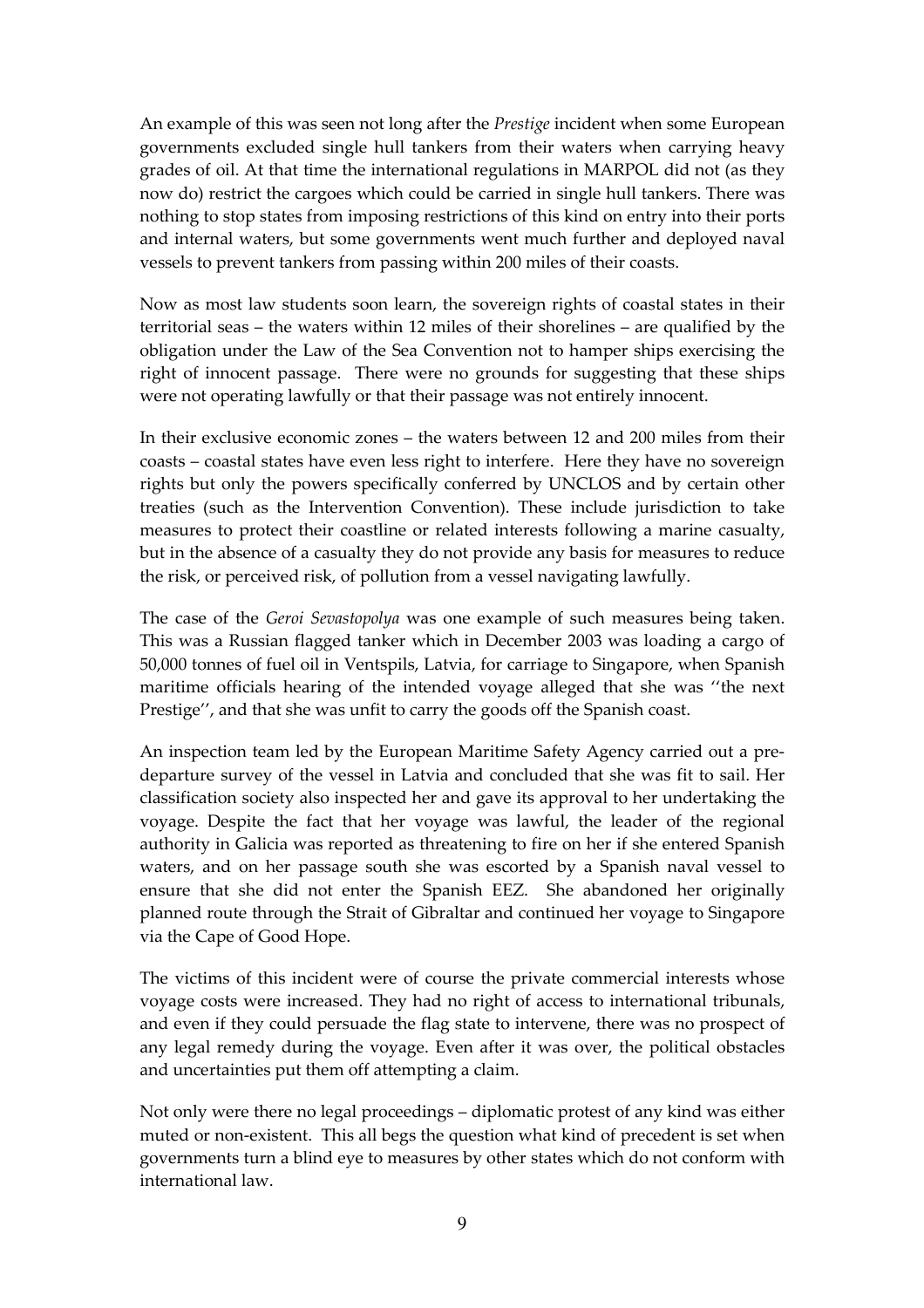An example of this was seen not long after the *Prestige* incident when some European governments excluded single hull tankers from their waters when carrying heavy grades of oil. At that time the international regulations in MARPOL did not (as they now do) restrict the cargoes which could be carried in single hull tankers. There was nothing to stop states from imposing restrictions of this kind on entry into their ports and internal waters, but some governments went much further and deployed naval vessels to prevent tankers from passing within 200 miles of their coasts.

Now as most law students soon learn, the sovereign rights of coastal states in their territorial seas – the waters within 12 miles of their shorelines – are qualified by the obligation under the Law of the Sea Convention not to hamper ships exercising the right of innocent passage. There were no grounds for suggesting that these ships were not operating lawfully or that their passage was not entirely innocent.

In their exclusive economic zones – the waters between 12 and 200 miles from their coasts – coastal states have even less right to interfere. Here they have no sovereign rights but only the powers specifically conferred by UNCLOS and by certain other treaties (such as the Intervention Convention). These include jurisdiction to take measures to protect their coastline or related interests following a marine casualty, but in the absence of a casualty they do not provide any basis for measures to reduce the risk, or perceived risk, of pollution from a vessel navigating lawfully.

The case of the *Geroi Sevastopolya* was one example of such measures being taken. This was a Russian flagged tanker which in December 2003 was loading a cargo of 50,000 tonnes of fuel oil in Ventspils, Latvia, for carriage to Singapore, when Spanish maritime officials hearing of the intended voyage alleged that she was ''the next Prestige'', and that she was unfit to carry the goods off the Spanish coast.

An inspection team led by the European Maritime Safety Agency carried out a pre-departure survey of the vessel in Latvia and concluded that she was fit to sail. Her classification society also inspected her and gave its approval to her undertaking the voyage. Despite the fact that her voyage was lawful, the leader of the regional authority in Galicia was reported as threatening to fire on her if she entered Spanish waters, and on her passage south she was escorted by a Spanish naval vessel to ensure that she did not enter the Spanish EEZ. She abandoned her originally planned route through the Strait of Gibraltar and continued her voyage to Singapore via the Cape of Good Hope.

The victims of this incident were of course the private commercial interests whose voyage costs were increased. They had no right of access to international tribunals, and even if they could persuade the flag state to intervene, there was no prospect of any legal remedy during the voyage. Even after it was over, the political obstacles and uncertainties put them off attempting a claim.

Not only were there no legal proceedings – diplomatic protest of any kind was either muted or non-existent. This all begs the question what kind of precedent is set when governments turn a blind eye to measures by other states which do not conform with international law.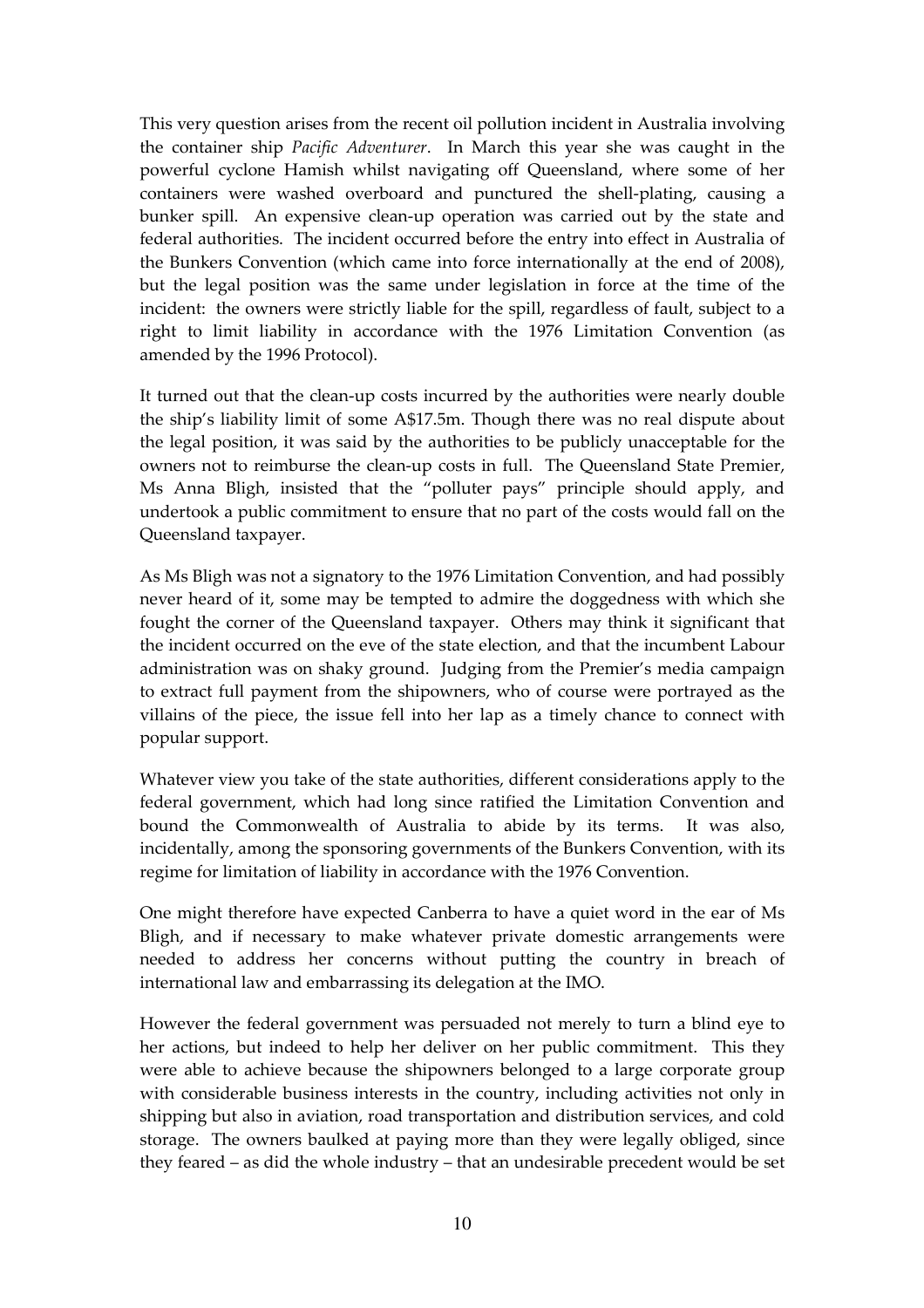This very question arises from the recent oil pollution incident in Australia involving the container ship *Pacific Adventurer*. In March this year she was caught in the powerful cyclone Hamish whilst navigating off Queensland, where some of her containers were washed overboard and punctured the shell-plating, causing a bunker spill. An expensive clean-up operation was carried out by the state and federal authorities. The incident occurred before the entry into effect in Australia of the Bunkers Convention (which came into force internationally at the end of 2008), but the legal position was the same under legislation in force at the time of the incident: the owners were strictly liable for the spill, regardless of fault, subject to a right to limit liability in accordance with the 1976 Limitation Convention (as amended by the 1996 Protocol).

It turned out that the clean-up costs incurred by the authorities were nearly double the ship's liability limit of some A$17.5m. Though there was no real dispute about the legal position, it was said by the authorities to be publicly unacceptable for the owners not to reimburse the clean-up costs in full. The Queensland State Premier, Ms Anna Bligh, insisted that the "polluter pays" principle should apply, and undertook a public commitment to ensure that no part of the costs would fall on the Queensland taxpayer.

As Ms Bligh was not a signatory to the 1976 Limitation Convention, and had possibly never heard of it, some may be tempted to admire the doggedness with which she fought the corner of the Queensland taxpayer. Others may think it significant that the incident occurred on the eve of the state election, and that the incumbent Labour administration was on shaky ground. Judging from the Premier's media campaign to extract full payment from the shipowners, who of course were portrayed as the villains of the piece, the issue fell into her lap as a timely chance to connect with popular support.

Whatever view you take of the state authorities, different considerations apply to the federal government, which had long since ratified the Limitation Convention and bound the Commonwealth of Australia to abide by its terms. It was also, incidentally, among the sponsoring governments of the Bunkers Convention, with its regime for limitation of liability in accordance with the 1976 Convention.

One might therefore have expected Canberra to have a quiet word in the ear of Ms Bligh, and if necessary to make whatever private domestic arrangements were needed to address her concerns without putting the country in breach of international law and embarrassing its delegation at the IMO.

However the federal government was persuaded not merely to turn a blind eye to her actions, but indeed to help her deliver on her public commitment. This they were able to achieve because the shipowners belonged to a large corporate group with considerable business interests in the country, including activities not only in shipping but also in aviation, road transportation and distribution services, and cold storage. The owners baulked at paying more than they were legally obliged, since they feared – as did the whole industry – that an undesirable precedent would be set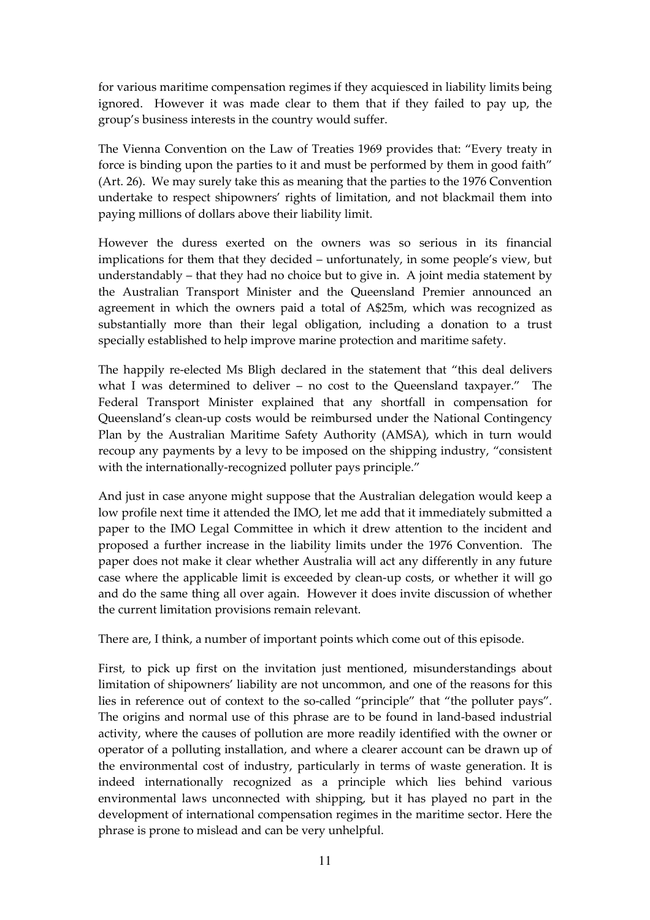for various maritime compensation regimes if they acquiesced in liability limits being ignored. However it was made clear to them that if they failed to pay up, the group's business interests in the country would suffer.

The Vienna Convention on the Law of Treaties 1969 provides that: "Every treaty in force is binding upon the parties to it and must be performed by them in good faith" (Art. 26). We may surely take this as meaning that the parties to the 1976 Convention undertake to respect shipowners' rights of limitation, and not blackmail them into paying millions of dollars above their liability limit.

However the duress exerted on the owners was so serious in its financial implications for them that they decided – unfortunately, in some people's view, but understandably – that they had no choice but to give in. A joint media statement by the Australian Transport Minister and the Queensland Premier announced an agreement in which the owners paid a total of A$25m, which was recognized as substantially more than their legal obligation, including a donation to a trust specially established to help improve marine protection and maritime safety.

The happily re-elected Ms Bligh declared in the statement that "this deal delivers what I was determined to deliver – no cost to the Queensland taxpayer." The Federal Transport Minister explained that any shortfall in compensation for Queensland's clean-up costs would be reimbursed under the National Contingency Plan by the Australian Maritime Safety Authority (AMSA), which in turn would recoup any payments by a levy to be imposed on the shipping industry, "consistent with the internationally-recognized polluter pays principle."

And just in case anyone might suppose that the Australian delegation would keep a low profile next time it attended the IMO, let me add that it immediately submitted a paper to the IMO Legal Committee in which it drew attention to the incident and proposed a further increase in the liability limits under the 1976 Convention. The paper does not make it clear whether Australia will act any differently in any future case where the applicable limit is exceeded by clean-up costs, or whether it will go and do the same thing all over again. However it does invite discussion of whether the current limitation provisions remain relevant.

There are, I think, a number of important points which come out of this episode.

First, to pick up first on the invitation just mentioned, misunderstandings about limitation of shipowners' liability are not uncommon, and one of the reasons for this lies in reference out of context to the so-called "principle" that "the polluter pays". The origins and normal use of this phrase are to be found in land-based industrial activity, where the causes of pollution are more readily identified with the owner or operator of a polluting installation, and where a clearer account can be drawn up of the environmental cost of industry, particularly in terms of waste generation. It is indeed internationally recognized as a principle which lies behind various environmental laws unconnected with shipping, but it has played no part in the development of international compensation regimes in the maritime sector. Here the phrase is prone to mislead and can be very unhelpful.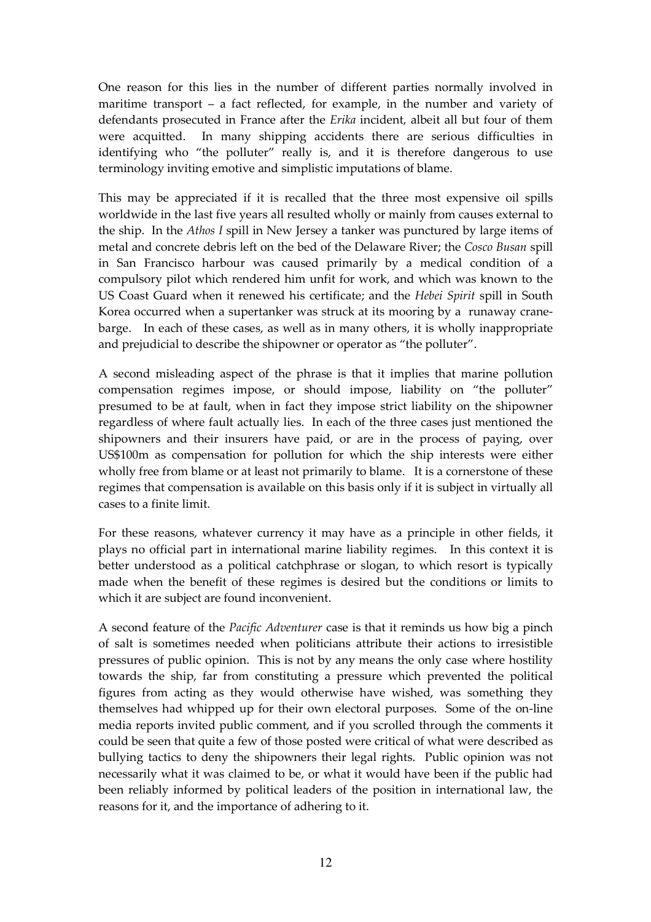One reason for this lies in the number of different parties normally involved in maritime transport – a fact reflected, for example, in the number and variety of defendants prosecuted in France after the *Erika* incident, albeit all but four of them were acquitted. In many shipping accidents there are serious difficulties in identifying who "the polluter" really is, and it is therefore dangerous to use terminology inviting emotive and simplistic imputations of blame.

This may be appreciated if it is recalled that the three most expensive oil spills worldwide in the last five years all resulted wholly or mainly from causes external to the ship. In the *Athos I* spill in New Jersey a tanker was punctured by large items of metal and concrete debris left on the bed of the Delaware River; the *Cosco Busan* spill in San Francisco harbour was caused primarily by a medical condition of a compulsory pilot which rendered him unfit for work, and which was known to the US Coast Guard when it renewed his certificate; and the *Hebei Spirit* spill in South Korea occurred when a supertanker was struck at its mooring by a runaway crane-barge. In each of these cases, as well as in many others, it is wholly inappropriate and prejudicial to describe the shipowner or operator as "the polluter".

A second misleading aspect of the phrase is that it implies that marine pollution compensation regimes impose, or should impose, liability on "the polluter" presumed to be at fault, when in fact they impose strict liability on the shipowner regardless of where fault actually lies. In each of the three cases just mentioned the shipowners and their insurers have paid, or are in the process of paying, over US$100m as compensation for pollution for which the ship interests were either wholly free from blame or at least not primarily to blame. It is a cornerstone of these regimes that compensation is available on this basis only if it is subject in virtually all cases to a finite limit.

For these reasons, whatever currency it may have as a principle in other fields, it plays no official part in international marine liability regimes. In this context it is better understood as a political catchphrase or slogan, to which resort is typically made when the benefit of these regimes is desired but the conditions or limits to which it are subject are found inconvenient.

A second feature of the *Pacific Adventurer* case is that it reminds us how big a pinch of salt is sometimes needed when politicians attribute their actions to irresistible pressures of public opinion. This is not by any means the only case where hostility towards the ship, far from constituting a pressure which prevented the political figures from acting as they would otherwise have wished, was something they themselves had whipped up for their own electoral purposes. Some of the on-line media reports invited public comment, and if you scrolled through the comments it could be seen that quite a few of those posted were critical of what were described as bullying tactics to deny the shipowners their legal rights. Public opinion was not necessarily what it was claimed to be, or what it would have been if the public had been reliably informed by political leaders of the position in international law, the reasons for it, and the importance of adhering to it.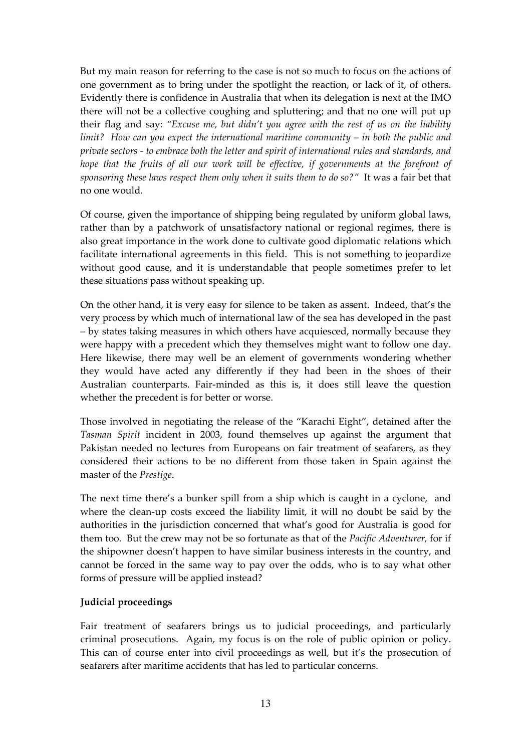But my main reason for referring to the case is not so much to focus on the actions of one government as to bring under the spotlight the reaction, or lack of it, of others. Evidently there is confidence in Australia that when its delegation is next at the IMO there will not be a collective coughing and spluttering; and that no one will put up their flag and say: *"Excuse me, but didn't you agree with the rest of us on the liability limit? How can you expect the international maritime community – in both the public and private sectors - to embrace both the letter and spirit of international rules and standards, and hope that the fruits of all our work will be effective, if governments at the forefront of sponsoring these laws respect them only when it suits them to do so?"* It was a fair bet that no one would.

Of course, given the importance of shipping being regulated by uniform global laws, rather than by a patchwork of unsatisfactory national or regional regimes, there is also great importance in the work done to cultivate good diplomatic relations which facilitate international agreements in this field. This is not something to jeopardize without good cause, and it is understandable that people sometimes prefer to let these situations pass without speaking up.

On the other hand, it is very easy for silence to be taken as assent. Indeed, that's the very process by which much of international law of the sea has developed in the past – by states taking measures in which others have acquiesced, normally because they were happy with a precedent which they themselves might want to follow one day. Here likewise, there may well be an element of governments wondering whether they would have acted any differently if they had been in the shoes of their Australian counterparts. Fair-minded as this is, it does still leave the question whether the precedent is for better or worse.

Those involved in negotiating the release of the "Karachi Eight", detained after the *Tasman Spirit* incident in 2003, found themselves up against the argument that Pakistan needed no lectures from Europeans on fair treatment of seafarers, as they considered their actions to be no different from those taken in Spain against the master of the *Prestige*.

The next time there's a bunker spill from a ship which is caught in a cyclone, and where the clean-up costs exceed the liability limit, it will no doubt be said by the authorities in the jurisdiction concerned that what's good for Australia is good for them too. But the crew may not be so fortunate as that of the *Pacific Adventurer,* for if the shipowner doesn't happen to have similar business interests in the country, and cannot be forced in the same way to pay over the odds, who is to say what other forms of pressure will be applied instead?

**Judicial proceedings**

Fair treatment of seafarers brings us to judicial proceedings, and particularly criminal prosecutions. Again, my focus is on the role of public opinion or policy. This can of course enter into civil proceedings as well, but it's the prosecution of seafarers after maritime accidents that has led to particular concerns.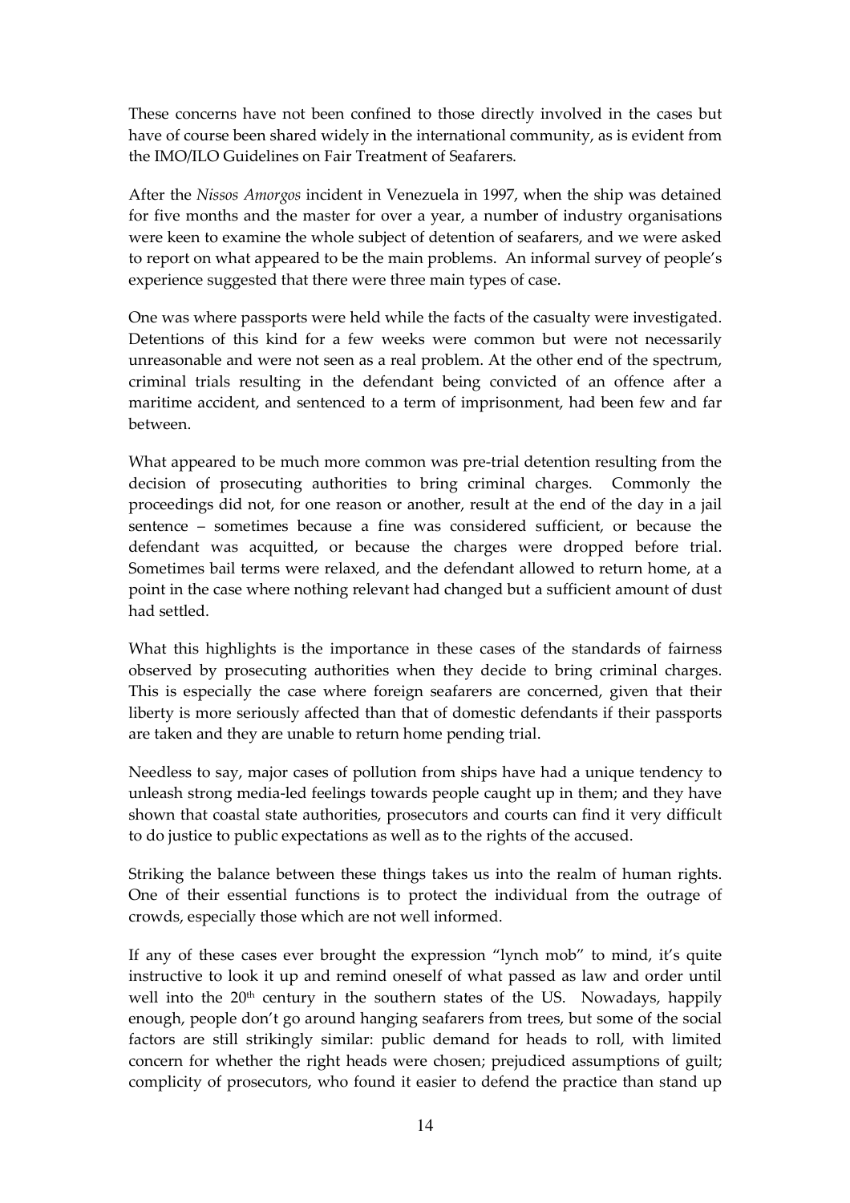These concerns have not been confined to those directly involved in the cases but have of course been shared widely in the international community, as is evident from the IMO/ILO Guidelines on Fair Treatment of Seafarers.

After the *Nissos Amorgos* incident in Venezuela in 1997, when the ship was detained for five months and the master for over a year, a number of industry organisations were keen to examine the whole subject of detention of seafarers, and we were asked to report on what appeared to be the main problems. An informal survey of people's experience suggested that there were three main types of case.

One was where passports were held while the facts of the casualty were investigated. Detentions of this kind for a few weeks were common but were not necessarily unreasonable and were not seen as a real problem. At the other end of the spectrum, criminal trials resulting in the defendant being convicted of an offence after a maritime accident, and sentenced to a term of imprisonment, had been few and far between.

What appeared to be much more common was pre-trial detention resulting from the decision of prosecuting authorities to bring criminal charges. Commonly the proceedings did not, for one reason or another, result at the end of the day in a jail sentence – sometimes because a fine was considered sufficient, or because the defendant was acquitted, or because the charges were dropped before trial. Sometimes bail terms were relaxed, and the defendant allowed to return home, at a point in the case where nothing relevant had changed but a sufficient amount of dust had settled.

What this highlights is the importance in these cases of the standards of fairness observed by prosecuting authorities when they decide to bring criminal charges. This is especially the case where foreign seafarers are concerned, given that their liberty is more seriously affected than that of domestic defendants if their passports are taken and they are unable to return home pending trial.

Needless to say, major cases of pollution from ships have had a unique tendency to unleash strong media-led feelings towards people caught up in them; and they have shown that coastal state authorities, prosecutors and courts can find it very difficult to do justice to public expectations as well as to the rights of the accused.

Striking the balance between these things takes us into the realm of human rights. One of their essential functions is to protect the individual from the outrage of crowds, especially those which are not well informed.

If any of these cases ever brought the expression "lynch mob" to mind, it's quite instructive to look it up and remind oneself of what passed as law and order until well into the 20th century in the southern states of the US. Nowadays, happily enough, people don't go around hanging seafarers from trees, but some of the social factors are still strikingly similar: public demand for heads to roll, with limited concern for whether the right heads were chosen; prejudiced assumptions of guilt; complicity of prosecutors, who found it easier to defend the practice than stand up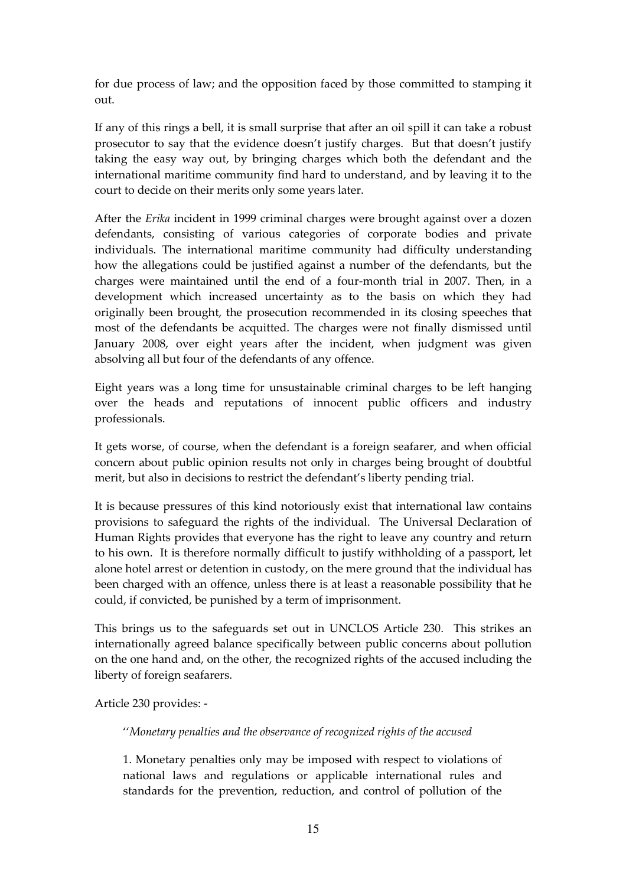for due process of law; and the opposition faced by those committed to stamping it out.

If any of this rings a bell, it is small surprise that after an oil spill it can take a robust prosecutor to say that the evidence doesn't justify charges. But that doesn't justify taking the easy way out, by bringing charges which both the defendant and the international maritime community find hard to understand, and by leaving it to the court to decide on their merits only some years later.

After the *Erika* incident in 1999 criminal charges were brought against over a dozen defendants, consisting of various categories of corporate bodies and private individuals. The international maritime community had difficulty understanding how the allegations could be justified against a number of the defendants, but the charges were maintained until the end of a four-month trial in 2007. Then, in a development which increased uncertainty as to the basis on which they had originally been brought, the prosecution recommended in its closing speeches that most of the defendants be acquitted. The charges were not finally dismissed until January 2008, over eight years after the incident, when judgment was given absolving all but four of the defendants of any offence.

Eight years was a long time for unsustainable criminal charges to be left hanging over the heads and reputations of innocent public officers and industry professionals.

It gets worse, of course, when the defendant is a foreign seafarer, and when official concern about public opinion results not only in charges being brought of doubtful merit, but also in decisions to restrict the defendant's liberty pending trial.

It is because pressures of this kind notoriously exist that international law contains provisions to safeguard the rights of the individual. The Universal Declaration of Human Rights provides that everyone has the right to leave any country and return to his own. It is therefore normally difficult to justify withholding of a passport, let alone hotel arrest or detention in custody, on the mere ground that the individual has been charged with an offence, unless there is at least a reasonable possibility that he could, if convicted, be punished by a term of imprisonment.

This brings us to the safeguards set out in UNCLOS Article 230. This strikes an internationally agreed balance specifically between public concerns about pollution on the one hand and, on the other, the recognized rights of the accused including the liberty of foreign seafarers.

Article 230 provides: -

> ''*Monetary penalties and the observance of recognized rights of the accused*
>
> 1. Monetary penalties only may be imposed with respect to violations of national laws and regulations or applicable international rules and standards for the prevention, reduction, and control of pollution of the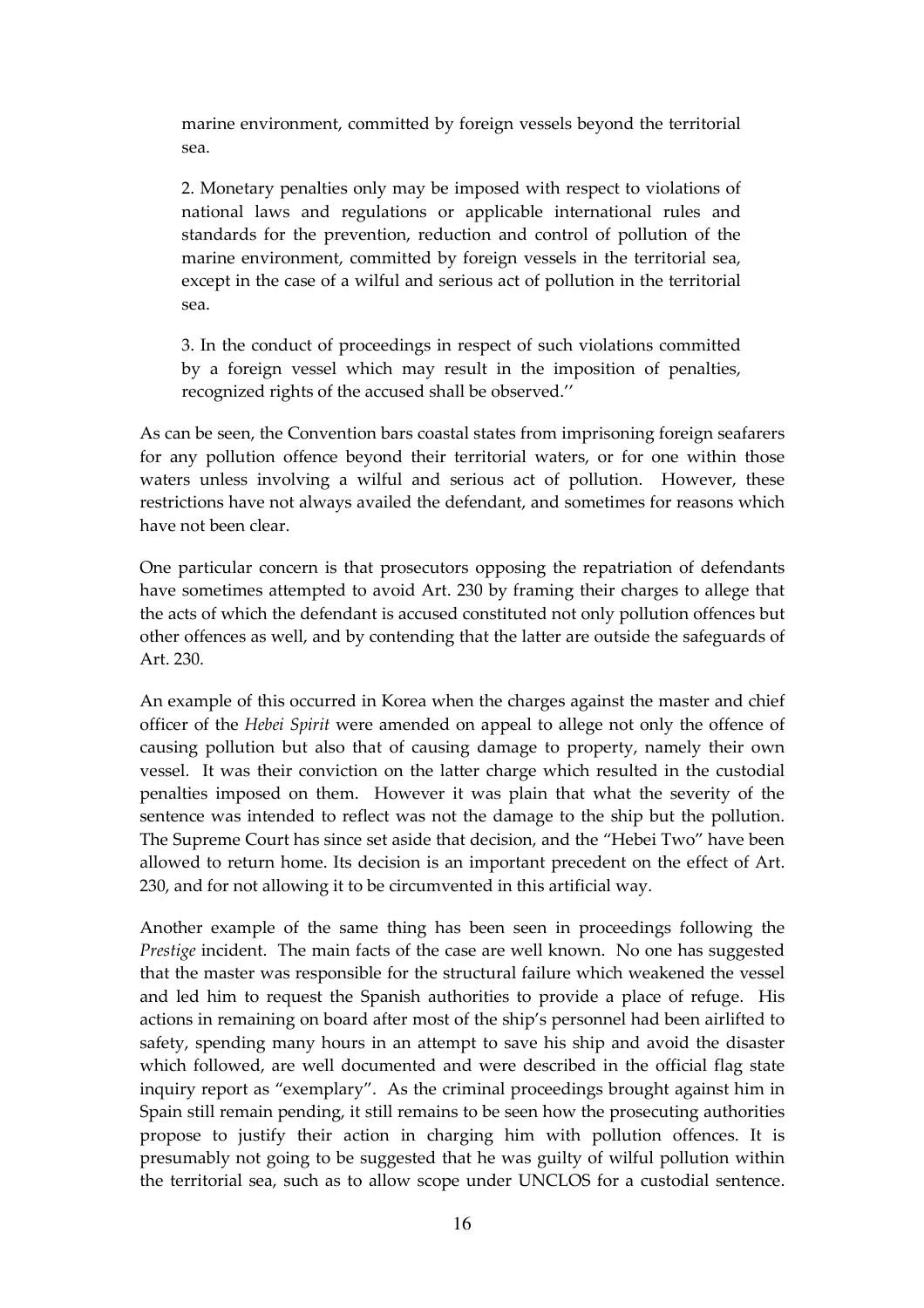marine environment, committed by foreign vessels beyond the territorial sea.

> 2. Monetary penalties only may be imposed with respect to violations of national laws and regulations or applicable international rules and standards for the prevention, reduction and control of pollution of the marine environment, committed by foreign vessels in the territorial sea, except in the case of a wilful and serious act of pollution in the territorial sea.
>
> 3. In the conduct of proceedings in respect of such violations committed by a foreign vessel which may result in the imposition of penalties, recognized rights of the accused shall be observed.''

As can be seen, the Convention bars coastal states from imprisoning foreign seafarers for any pollution offence beyond their territorial waters, or for one within those waters unless involving a wilful and serious act of pollution. However, these restrictions have not always availed the defendant, and sometimes for reasons which have not been clear.

One particular concern is that prosecutors opposing the repatriation of defendants have sometimes attempted to avoid Art. 230 by framing their charges to allege that the acts of which the defendant is accused constituted not only pollution offences but other offences as well, and by contending that the latter are outside the safeguards of Art. 230.

An example of this occurred in Korea when the charges against the master and chief officer of the *Hebei Spirit* were amended on appeal to allege not only the offence of causing pollution but also that of causing damage to property, namely their own vessel. It was their conviction on the latter charge which resulted in the custodial penalties imposed on them. However it was plain that what the severity of the sentence was intended to reflect was not the damage to the ship but the pollution. The Supreme Court has since set aside that decision, and the "Hebei Two" have been allowed to return home. Its decision is an important precedent on the effect of Art. 230, and for not allowing it to be circumvented in this artificial way.

Another example of the same thing has been seen in proceedings following the *Prestige* incident. The main facts of the case are well known. No one has suggested that the master was responsible for the structural failure which weakened the vessel and led him to request the Spanish authorities to provide a place of refuge. His actions in remaining on board after most of the ship's personnel had been airlifted to safety, spending many hours in an attempt to save his ship and avoid the disaster which followed, are well documented and were described in the official flag state inquiry report as "exemplary". As the criminal proceedings brought against him in Spain still remain pending, it still remains to be seen how the prosecuting authorities propose to justify their action in charging him with pollution offences. It is presumably not going to be suggested that he was guilty of wilful pollution within the territorial sea, such as to allow scope under UNCLOS for a custodial sentence.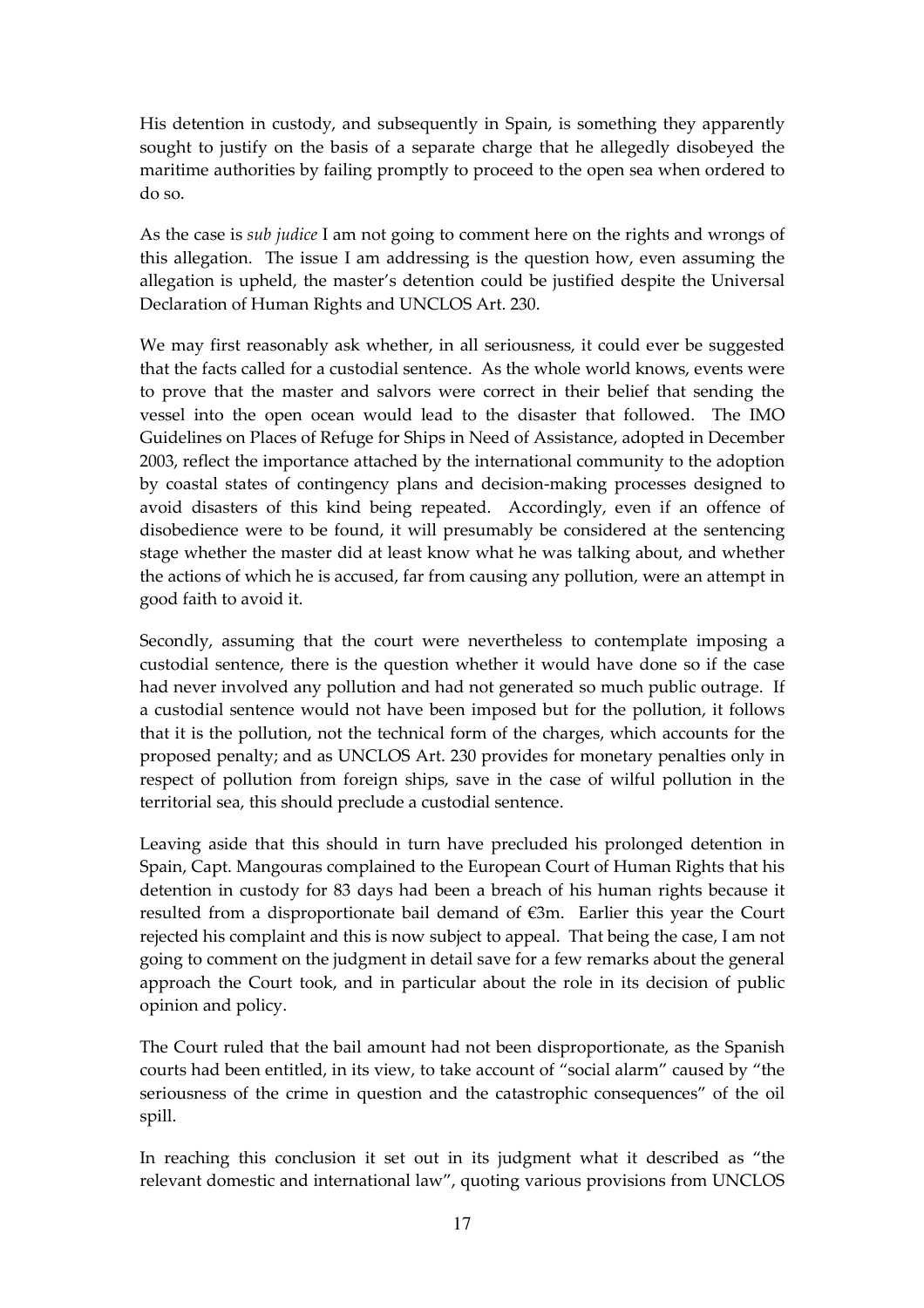His detention in custody, and subsequently in Spain, is something they apparently sought to justify on the basis of a separate charge that he allegedly disobeyed the maritime authorities by failing promptly to proceed to the open sea when ordered to do so.

As the case is *sub judice* I am not going to comment here on the rights and wrongs of this allegation. The issue I am addressing is the question how, even assuming the allegation is upheld, the master's detention could be justified despite the Universal Declaration of Human Rights and UNCLOS Art. 230.

We may first reasonably ask whether, in all seriousness, it could ever be suggested that the facts called for a custodial sentence. As the whole world knows, events were to prove that the master and salvors were correct in their belief that sending the vessel into the open ocean would lead to the disaster that followed. The IMO Guidelines on Places of Refuge for Ships in Need of Assistance, adopted in December 2003, reflect the importance attached by the international community to the adoption by coastal states of contingency plans and decision-making processes designed to avoid disasters of this kind being repeated. Accordingly, even if an offence of disobedience were to be found, it will presumably be considered at the sentencing stage whether the master did at least know what he was talking about, and whether the actions of which he is accused, far from causing any pollution, were an attempt in good faith to avoid it.

Secondly, assuming that the court were nevertheless to contemplate imposing a custodial sentence, there is the question whether it would have done so if the case had never involved any pollution and had not generated so much public outrage. If a custodial sentence would not have been imposed but for the pollution, it follows that it is the pollution, not the technical form of the charges, which accounts for the proposed penalty; and as UNCLOS Art. 230 provides for monetary penalties only in respect of pollution from foreign ships, save in the case of wilful pollution in the territorial sea, this should preclude a custodial sentence.

Leaving aside that this should in turn have precluded his prolonged detention in Spain, Capt. Mangouras complained to the European Court of Human Rights that his detention in custody for 83 days had been a breach of his human rights because it resulted from a disproportionate bail demand of €3m. Earlier this year the Court rejected his complaint and this is now subject to appeal. That being the case, I am not going to comment on the judgment in detail save for a few remarks about the general approach the Court took, and in particular about the role in its decision of public opinion and policy.

The Court ruled that the bail amount had not been disproportionate, as the Spanish courts had been entitled, in its view, to take account of "social alarm" caused by "the seriousness of the crime in question and the catastrophic consequences" of the oil spill.

In reaching this conclusion it set out in its judgment what it described as "the relevant domestic and international law", quoting various provisions from UNCLOS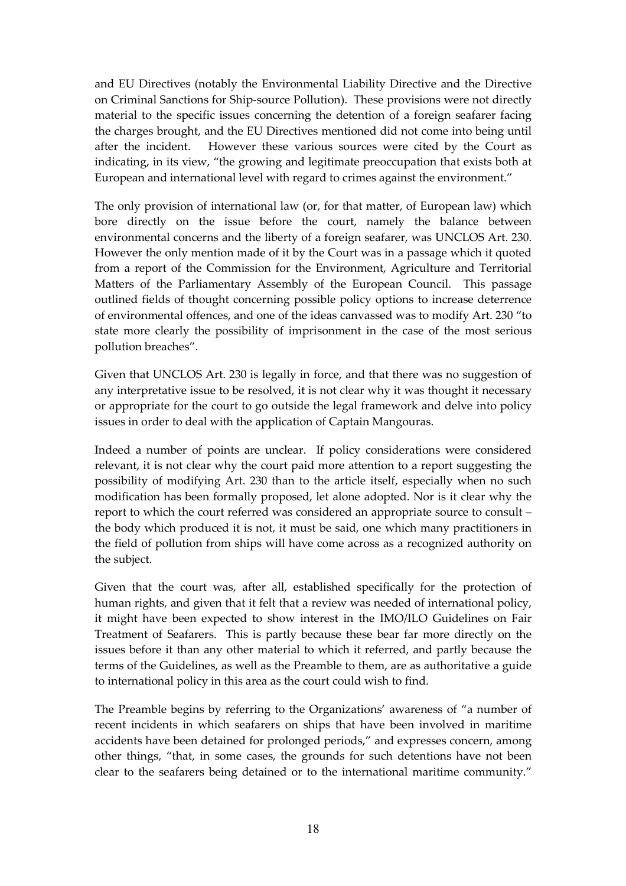and EU Directives (notably the Environmental Liability Directive and the Directive on Criminal Sanctions for Ship-source Pollution). These provisions were not directly material to the specific issues concerning the detention of a foreign seafarer facing the charges brought, and the EU Directives mentioned did not come into being until after the incident. However these various sources were cited by the Court as indicating, in its view, "the growing and legitimate preoccupation that exists both at European and international level with regard to crimes against the environment."

The only provision of international law (or, for that matter, of European law) which bore directly on the issue before the court, namely the balance between environmental concerns and the liberty of a foreign seafarer, was UNCLOS Art. 230. However the only mention made of it by the Court was in a passage which it quoted from a report of the Commission for the Environment, Agriculture and Territorial Matters of the Parliamentary Assembly of the European Council. This passage outlined fields of thought concerning possible policy options to increase deterrence of environmental offences, and one of the ideas canvassed was to modify Art. 230 "to state more clearly the possibility of imprisonment in the case of the most serious pollution breaches".

Given that UNCLOS Art. 230 is legally in force, and that there was no suggestion of any interpretative issue to be resolved, it is not clear why it was thought it necessary or appropriate for the court to go outside the legal framework and delve into policy issues in order to deal with the application of Captain Mangouras.

Indeed a number of points are unclear. If policy considerations were considered relevant, it is not clear why the court paid more attention to a report suggesting the possibility of modifying Art. 230 than to the article itself, especially when no such modification has been formally proposed, let alone adopted. Nor is it clear why the report to which the court referred was considered an appropriate source to consult – the body which produced it is not, it must be said, one which many practitioners in the field of pollution from ships will have come across as a recognized authority on the subject.

Given that the court was, after all, established specifically for the protection of human rights, and given that it felt that a review was needed of international policy, it might have been expected to show interest in the IMO/ILO Guidelines on Fair Treatment of Seafarers. This is partly because these bear far more directly on the issues before it than any other material to which it referred, and partly because the terms of the Guidelines, as well as the Preamble to them, are as authoritative a guide to international policy in this area as the court could wish to find.

The Preamble begins by referring to the Organizations' awareness of "a number of recent incidents in which seafarers on ships that have been involved in maritime accidents have been detained for prolonged periods," and expresses concern, among other things, "that, in some cases, the grounds for such detentions have not been clear to the seafarers being detained or to the international maritime community."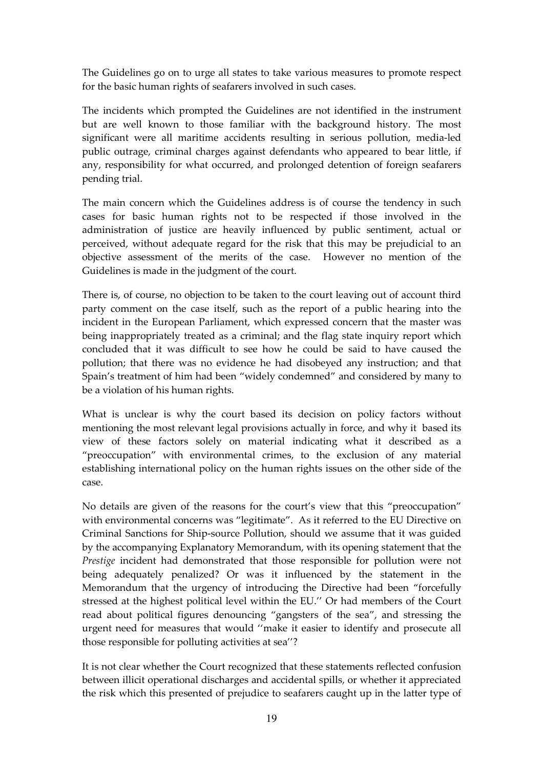The Guidelines go on to urge all states to take various measures to promote respect for the basic human rights of seafarers involved in such cases.

The incidents which prompted the Guidelines are not identified in the instrument but are well known to those familiar with the background history. The most significant were all maritime accidents resulting in serious pollution, media-led public outrage, criminal charges against defendants who appeared to bear little, if any, responsibility for what occurred, and prolonged detention of foreign seafarers pending trial.

The main concern which the Guidelines address is of course the tendency in such cases for basic human rights not to be respected if those involved in the administration of justice are heavily influenced by public sentiment, actual or perceived, without adequate regard for the risk that this may be prejudicial to an objective assessment of the merits of the case. However no mention of the Guidelines is made in the judgment of the court.

There is, of course, no objection to be taken to the court leaving out of account third party comment on the case itself, such as the report of a public hearing into the incident in the European Parliament, which expressed concern that the master was being inappropriately treated as a criminal; and the flag state inquiry report which concluded that it was difficult to see how he could be said to have caused the pollution; that there was no evidence he had disobeyed any instruction; and that Spain's treatment of him had been "widely condemned" and considered by many to be a violation of his human rights.

What is unclear is why the court based its decision on policy factors without mentioning the most relevant legal provisions actually in force, and why it based its view of these factors solely on material indicating what it described as a "preoccupation" with environmental crimes, to the exclusion of any material establishing international policy on the human rights issues on the other side of the case.

No details are given of the reasons for the court's view that this "preoccupation" with environmental concerns was "legitimate". As it referred to the EU Directive on Criminal Sanctions for Ship-source Pollution, should we assume that it was guided by the accompanying Explanatory Memorandum, with its opening statement that the *Prestige* incident had demonstrated that those responsible for pollution were not being adequately penalized? Or was it influenced by the statement in the Memorandum that the urgency of introducing the Directive had been "forcefully stressed at the highest political level within the EU." Or had members of the Court read about political figures denouncing "gangsters of the sea", and stressing the urgent need for measures that would "make it easier to identify and prosecute all those responsible for polluting activities at sea"?

It is not clear whether the Court recognized that these statements reflected confusion between illicit operational discharges and accidental spills, or whether it appreciated the risk which this presented of prejudice to seafarers caught up in the latter type of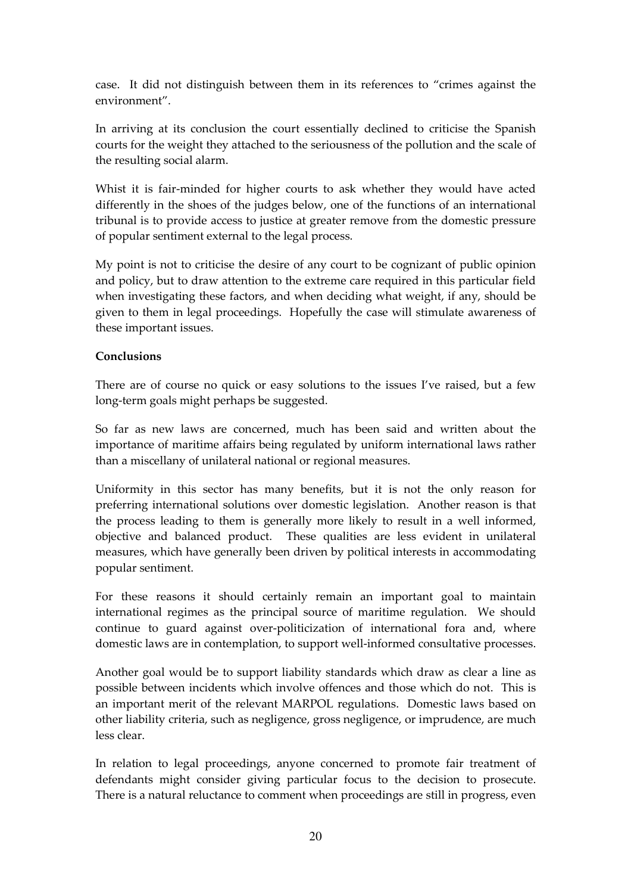case. It did not distinguish between them in its references to "crimes against the environment".

In arriving at its conclusion the court essentially declined to criticise the Spanish courts for the weight they attached to the seriousness of the pollution and the scale of the resulting social alarm.

Whist it is fair-minded for higher courts to ask whether they would have acted differently in the shoes of the judges below, one of the functions of an international tribunal is to provide access to justice at greater remove from the domestic pressure of popular sentiment external to the legal process.

My point is not to criticise the desire of any court to be cognizant of public opinion and policy, but to draw attention to the extreme care required in this particular field when investigating these factors, and when deciding what weight, if any, should be given to them in legal proceedings. Hopefully the case will stimulate awareness of these important issues.

**Conclusions**

There are of course no quick or easy solutions to the issues I've raised, but a few long-term goals might perhaps be suggested.

So far as new laws are concerned, much has been said and written about the importance of maritime affairs being regulated by uniform international laws rather than a miscellany of unilateral national or regional measures.

Uniformity in this sector has many benefits, but it is not the only reason for preferring international solutions over domestic legislation. Another reason is that the process leading to them is generally more likely to result in a well informed, objective and balanced product. These qualities are less evident in unilateral measures, which have generally been driven by political interests in accommodating popular sentiment.

For these reasons it should certainly remain an important goal to maintain international regimes as the principal source of maritime regulation. We should continue to guard against over-politicization of international fora and, where domestic laws are in contemplation, to support well-informed consultative processes.

Another goal would be to support liability standards which draw as clear a line as possible between incidents which involve offences and those which do not. This is an important merit of the relevant MARPOL regulations. Domestic laws based on other liability criteria, such as negligence, gross negligence, or imprudence, are much less clear.

In relation to legal proceedings, anyone concerned to promote fair treatment of defendants might consider giving particular focus to the decision to prosecute. There is a natural reluctance to comment when proceedings are still in progress, even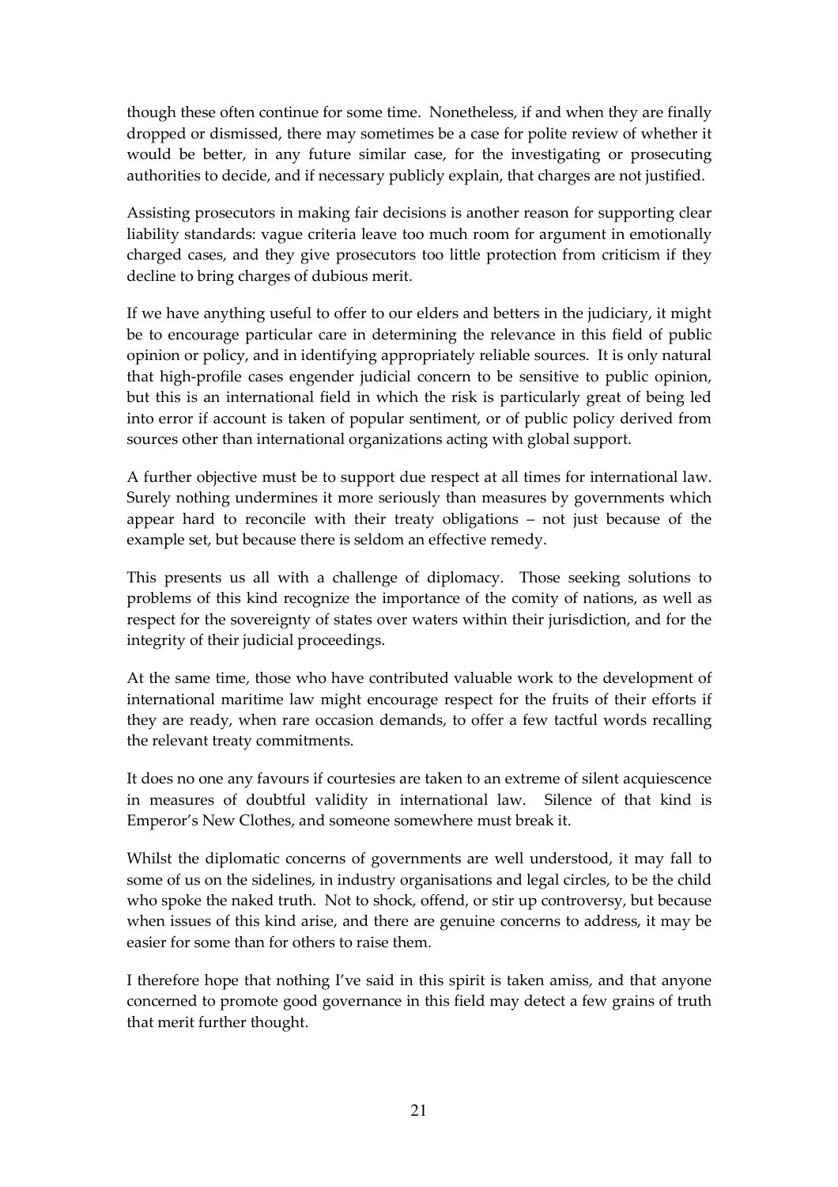though these often continue for some time. Nonetheless, if and when they are finally dropped or dismissed, there may sometimes be a case for polite review of whether it would be better, in any future similar case, for the investigating or prosecuting authorities to decide, and if necessary publicly explain, that charges are not justified.

Assisting prosecutors in making fair decisions is another reason for supporting clear liability standards: vague criteria leave too much room for argument in emotionally charged cases, and they give prosecutors too little protection from criticism if they decline to bring charges of dubious merit.

If we have anything useful to offer to our elders and betters in the judiciary, it might be to encourage particular care in determining the relevance in this field of public opinion or policy, and in identifying appropriately reliable sources. It is only natural that high-profile cases engender judicial concern to be sensitive to public opinion, but this is an international field in which the risk is particularly great of being led into error if account is taken of popular sentiment, or of public policy derived from sources other than international organizations acting with global support.

A further objective must be to support due respect at all times for international law. Surely nothing undermines it more seriously than measures by governments which appear hard to reconcile with their treaty obligations – not just because of the example set, but because there is seldom an effective remedy.

This presents us all with a challenge of diplomacy. Those seeking solutions to problems of this kind recognize the importance of the comity of nations, as well as respect for the sovereignty of states over waters within their jurisdiction, and for the integrity of their judicial proceedings.

At the same time, those who have contributed valuable work to the development of international maritime law might encourage respect for the fruits of their efforts if they are ready, when rare occasion demands, to offer a few tactful words recalling the relevant treaty commitments.

It does no one any favours if courtesies are taken to an extreme of silent acquiescence in measures of doubtful validity in international law. Silence of that kind is Emperor's New Clothes, and someone somewhere must break it.

Whilst the diplomatic concerns of governments are well understood, it may fall to some of us on the sidelines, in industry organisations and legal circles, to be the child who spoke the naked truth. Not to shock, offend, or stir up controversy, but because when issues of this kind arise, and there are genuine concerns to address, it may be easier for some than for others to raise them.

I therefore hope that nothing I've said in this spirit is taken amiss, and that anyone concerned to promote good governance in this field may detect a few grains of truth that merit further thought.